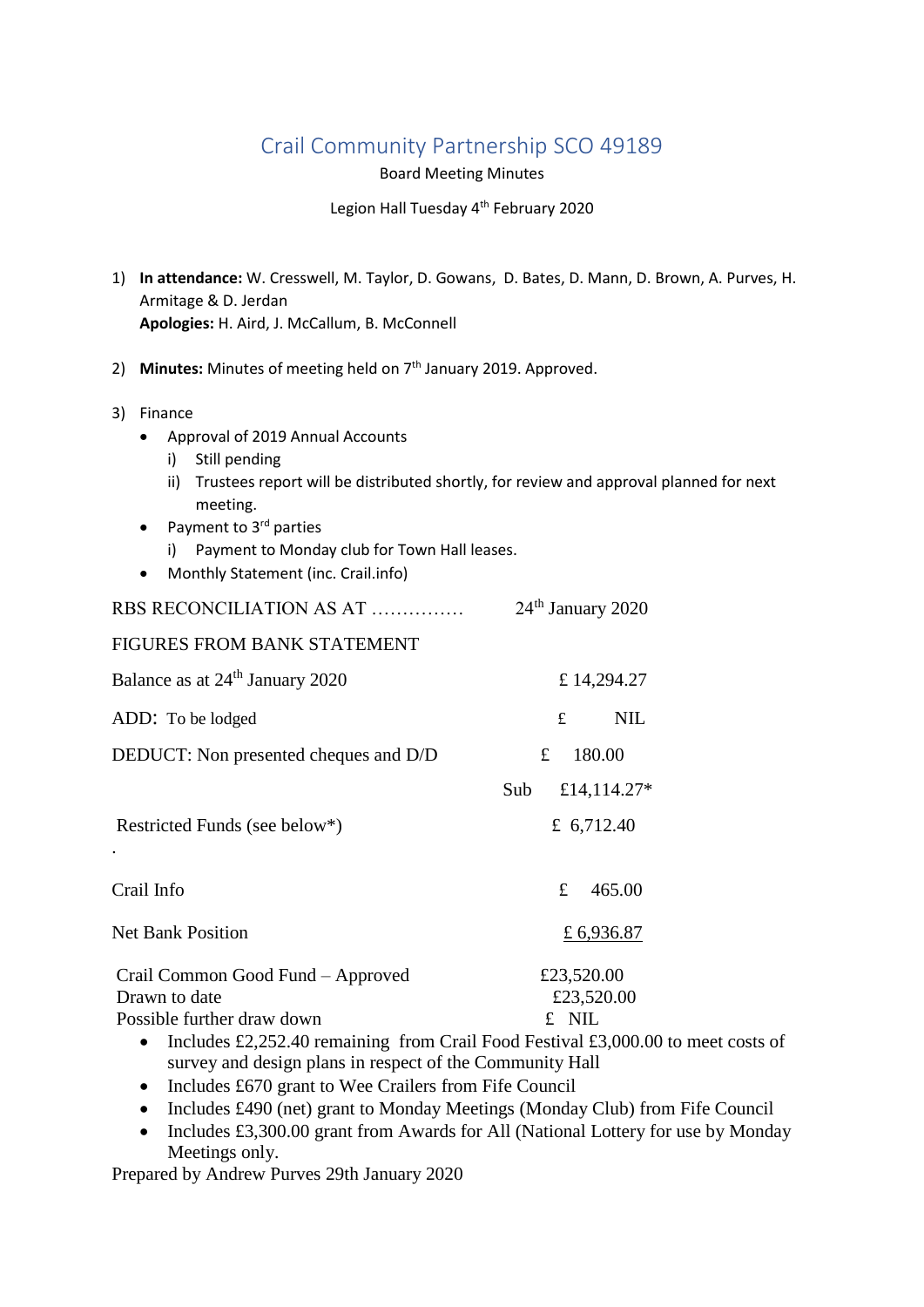# Crail Community Partnership SCO 49189

Board Meeting Minutes

Legion Hall Tuesday 4th February 2020

1) **In attendance:** W. Cresswell, M. Taylor, D. Gowans, D. Bates, D. Mann, D. Brown, A. Purves, H. Armitage & D. Jerdan
   **Apologies:** H. Aird, J. McCallum, B. McConnell

2) **Minutes:** Minutes of meeting held on 7th January 2019. Approved.

3) Finance
   - Approval of 2019 Annual Accounts
     i) Still pending
     ii) Trustees report will be distributed shortly, for review and approval planned for next meeting.
   - Payment to 3rd parties
     i) Payment to Monday club for Town Hall leases.
   - Monthly Statement (inc. Crail.info)

| RBS RECONCILIATION AS AT …………… | 24th January 2020 |
|---|---|
| FIGURES FROM BANK STATEMENT | |
| Balance as at 24th January 2020 | £ 14,294.27 |
| ADD: To be lodged | £ NIL |
| DEDUCT: Non presented cheques and D/D | £ 180.00 |
| | Sub £14,114.27* |
| Restricted Funds (see below*) | £ 6,712.40 |
| Crail Info | £ 465.00 |
| Net Bank Position | £ 6,936.87 |

| Crail Common Good Fund – Approved | £23,520.00 |
|---|---|
| Drawn to date | £23,520.00 |
| Possible further draw down | £ NIL |

- Includes £2,252.40 remaining from Crail Food Festival £3,000.00 to meet costs of survey and design plans in respect of the Community Hall
- Includes £670 grant to Wee Crailers from Fife Council
- Includes £490 (net) grant to Monday Meetings (Monday Club) from Fife Council
- Includes £3,300.00 grant from Awards for All (National Lottery for use by Monday Meetings only.

Prepared by Andrew Purves 29th January 2020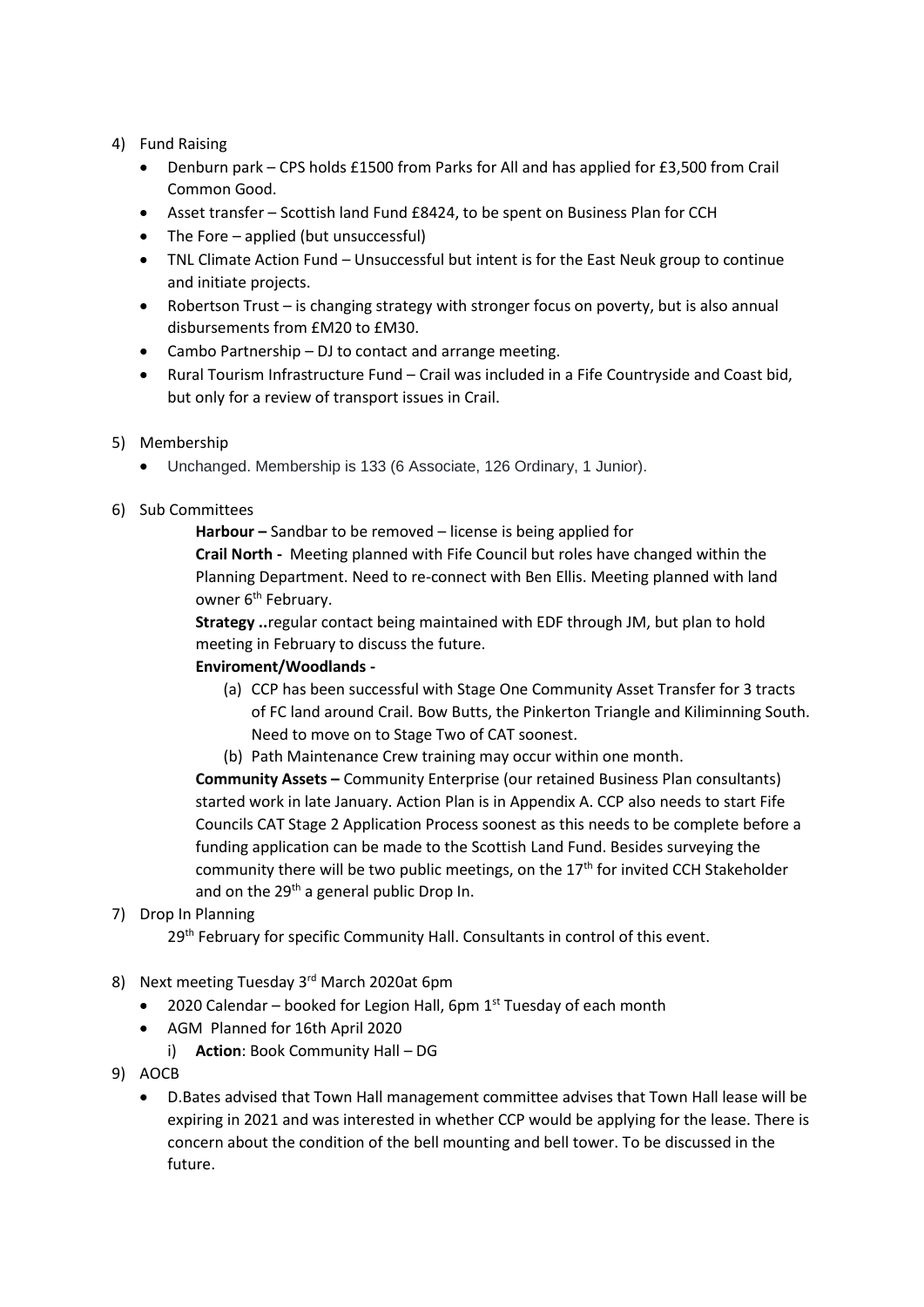4) Fund Raising
    - Denburn park – CPS holds £1500 from Parks for All and has applied for £3,500 from Crail Common Good.
    - Asset transfer – Scottish land Fund £8424, to be spent on Business Plan for CCH
    - The Fore – applied (but unsuccessful)
    - TNL Climate Action Fund – Unsuccessful but intent is for the East Neuk group to continue and initiate projects.
    - Robertson Trust – is changing strategy with stronger focus on poverty, but is also annual disbursements from £M20 to £M30.
    - Cambo Partnership – DJ to contact and arrange meeting.
    - Rural Tourism Infrastructure Fund – Crail was included in a Fife Countryside and Coast bid, but only for a review of transport issues in Crail.

5) Membership
    - Unchanged. Membership is 133 (6 Associate, 126 Ordinary, 1 Junior).

6) Sub Committees

    **Harbour –** Sandbar to be removed – license is being applied for

    **Crail North -** Meeting planned with Fife Council but roles have changed within the Planning Department. Need to re-connect with Ben Ellis. Meeting planned with land owner 6th February.

    **Strategy ..**regular contact being maintained with EDF through JM, but plan to hold meeting in February to discuss the future.

    **Enviroment/Woodlands -**

    (a) CCP has been successful with Stage One Community Asset Transfer for 3 tracts of FC land around Crail. Bow Butts, the Pinkerton Triangle and Kiliminning South. Need to move on to Stage Two of CAT soonest.

    (b) Path Maintenance Crew training may occur within one month.

    **Community Assets –** Community Enterprise (our retained Business Plan consultants) started work in late January. Action Plan is in Appendix A. CCP also needs to start Fife Councils CAT Stage 2 Application Process soonest as this needs to be complete before a funding application can be made to the Scottish Land Fund. Besides surveying the community there will be two public meetings, on the 17th for invited CCH Stakeholder and on the 29th a general public Drop In.

7) Drop In Planning

    29th February for specific Community Hall. Consultants in control of this event.

8) Next meeting Tuesday 3rd March 2020at 6pm
    - 2020 Calendar – booked for Legion Hall, 6pm 1st Tuesday of each month
    - AGM Planned for 16th April 2020
        i) **Action**: Book Community Hall – DG

9) AOCB
    - D.Bates advised that Town Hall management committee advises that Town Hall lease will be expiring in 2021 and was interested in whether CCP would be applying for the lease. There is concern about the condition of the bell mounting and bell tower. To be discussed in the future.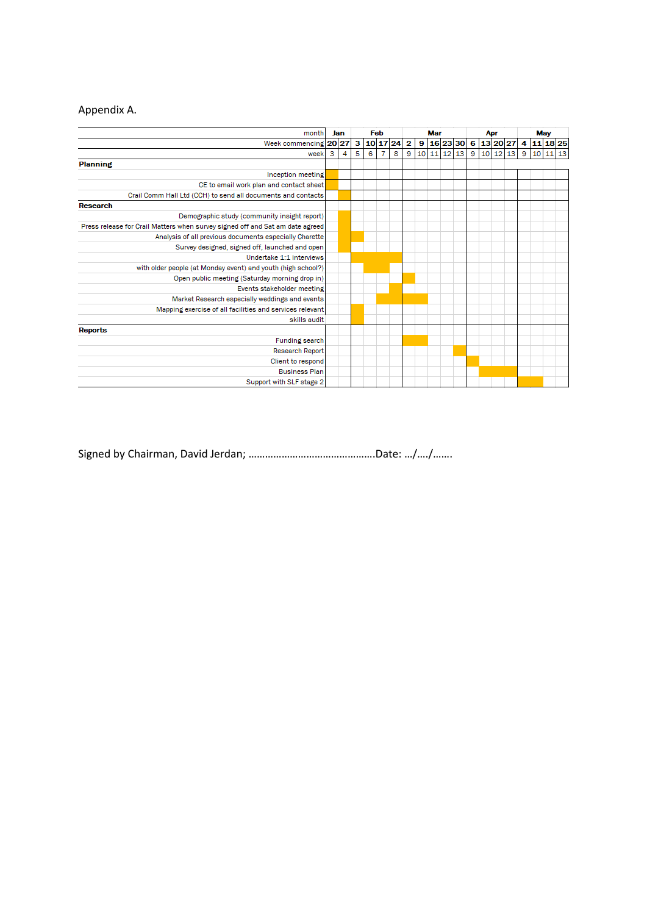Appendix A.

| month | Jan | | Feb | | | | Mar | | | | | Apr | | | | May | | | |
|---|---|---|---|---|---|---|---|---|---|---|---|---|---|---|---|---|---|---|---|
| Week commencing | 20 | 27 | 3 | 10 | 17 | 24 | 2 | 9 | 16 | 23 | 30 | 6 | 13 | 20 | 27 | 4 | 11 | 18 | 25 |
| week | 3 | 4 | 5 | 6 | 7 | 8 | 9 | 10 | 11 | 12 | 13 | 9 | 10 | 12 | 13 | 9 | 10 | 11 | 13 |
| **Planning** | | | | | | | | | | | | | | | | | | | |
| Inception meeting | | | | | | | | | | | | | | | | | | | |
| CE to email work plan and contact sheet | | | | | | | | | | | | | | | | | | | |
| Crail Comm Hall Ltd (CCH) to send all documents and contacts | | | | | | | | | | | | | | | | | | | |
| **Research** | | | | | | | | | | | | | | | | | | | |
| Demographic study (community insight report) | | | | | | | | | | | | | | | | | | | |
| Press release for Crail Matters when survey signed off and Sat am date agreed | | | | | | | | | | | | | | | | | | | |
| Analysis of all previous documents especially Charette | | | | | | | | | | | | | | | | | | | |
| Survey designed, signed off, launched and open | | | | | | | | | | | | | | | | | | | |
| Undertake 1:1 interviews | | | | | | | | | | | | | | | | | | | |
| with older people (at Monday event) and youth (high school?) | | | | | | | | | | | | | | | | | | | |
| Open public meeting (Saturday morning drop in) | | | | | | | | | | | | | | | | | | | |
| Events stakeholder meeting | | | | | | | | | | | | | | | | | | | |
| Market Research especially weddings and events | | | | | | | | | | | | | | | | | | | |
| Mapping exercise of all facilities and services relevant | | | | | | | | | | | | | | | | | | | |
| skills audit | | | | | | | | | | | | | | | | | | | |
| **Reports** | | | | | | | | | | | | | | | | | | | |
| Funding search | | | | | | | | | | | | | | | | | | | |
| Research Report | | | | | | | | | | | | | | | | | | | |
| Client to respond | | | | | | | | | | | | | | | | | | | |
| Business Plan | | | | | | | | | | | | | | | | | | | |
| Support with SLF stage 2 | | | | | | | | | | | | | | | | | | | |

Signed by Chairman, David Jerdan; ……………………………………….Date: …/…./…….